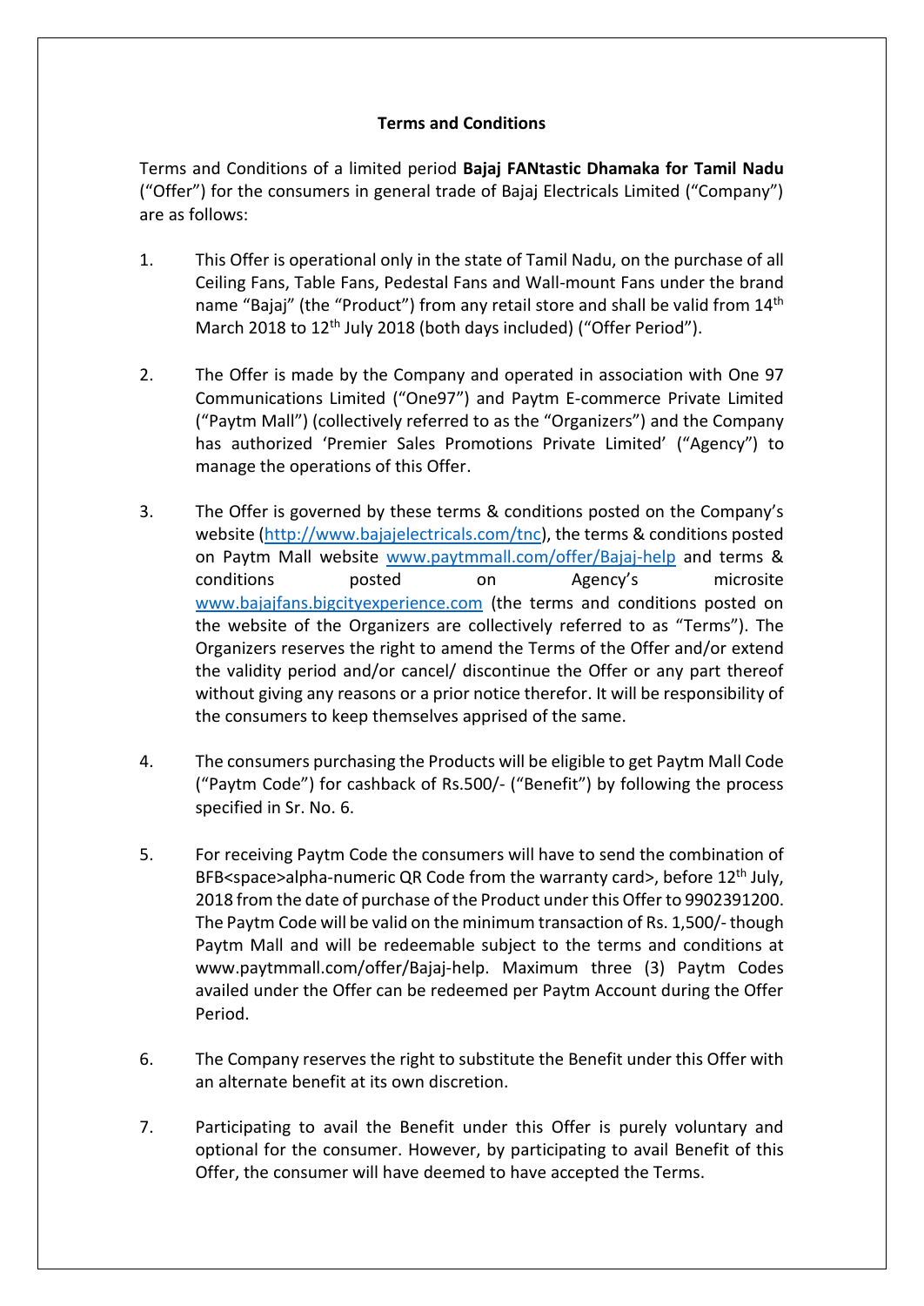**Terms and Conditions**

Terms and Conditions of a limited period **Bajaj FANtastic Dhamaka for Tamil Nadu** ("Offer") for the consumers in general trade of Bajaj Electricals Limited ("Company") are as follows:

1. This Offer is operational only in the state of Tamil Nadu, on the purchase of all Ceiling Fans, Table Fans, Pedestal Fans and Wall-mount Fans under the brand name "Bajaj" (the "Product") from any retail store and shall be valid from 14th March 2018 to 12th July 2018 (both days included) ("Offer Period").

2. The Offer is made by the Company and operated in association with One 97 Communications Limited ("One97") and Paytm E-commerce Private Limited ("Paytm Mall") (collectively referred to as the "Organizers") and the Company has authorized 'Premier Sales Promotions Private Limited' ("Agency") to manage the operations of this Offer.

3. The Offer is governed by these terms & conditions posted on the Company's website (http://www.bajajelectricals.com/tnc), the terms & conditions posted on Paytm Mall website www.paytmmall.com/offer/Bajaj-help and terms & conditions posted on Agency's microsite www.bajajfans.bigcityexperience.com (the terms and conditions posted on the website of the Organizers are collectively referred to as "Terms"). The Organizers reserves the right to amend the Terms of the Offer and/or extend the validity period and/or cancel/ discontinue the Offer or any part thereof without giving any reasons or a prior notice therefor. It will be responsibility of the consumers to keep themselves apprised of the same.

4. The consumers purchasing the Products will be eligible to get Paytm Mall Code ("Paytm Code") for cashback of Rs.500/- ("Benefit") by following the process specified in Sr. No. 6.

5. For receiving Paytm Code the consumers will have to send the combination of BFB<space>alpha-numeric QR Code from the warranty card>, before 12th July, 2018 from the date of purchase of the Product under this Offer to 9902391200. The Paytm Code will be valid on the minimum transaction of Rs. 1,500/- though Paytm Mall and will be redeemable subject to the terms and conditions at www.paytmmall.com/offer/Bajaj-help. Maximum three (3) Paytm Codes availed under the Offer can be redeemed per Paytm Account during the Offer Period.

6. The Company reserves the right to substitute the Benefit under this Offer with an alternate benefit at its own discretion.

7. Participating to avail the Benefit under this Offer is purely voluntary and optional for the consumer. However, by participating to avail Benefit of this Offer, the consumer will have deemed to have accepted the Terms.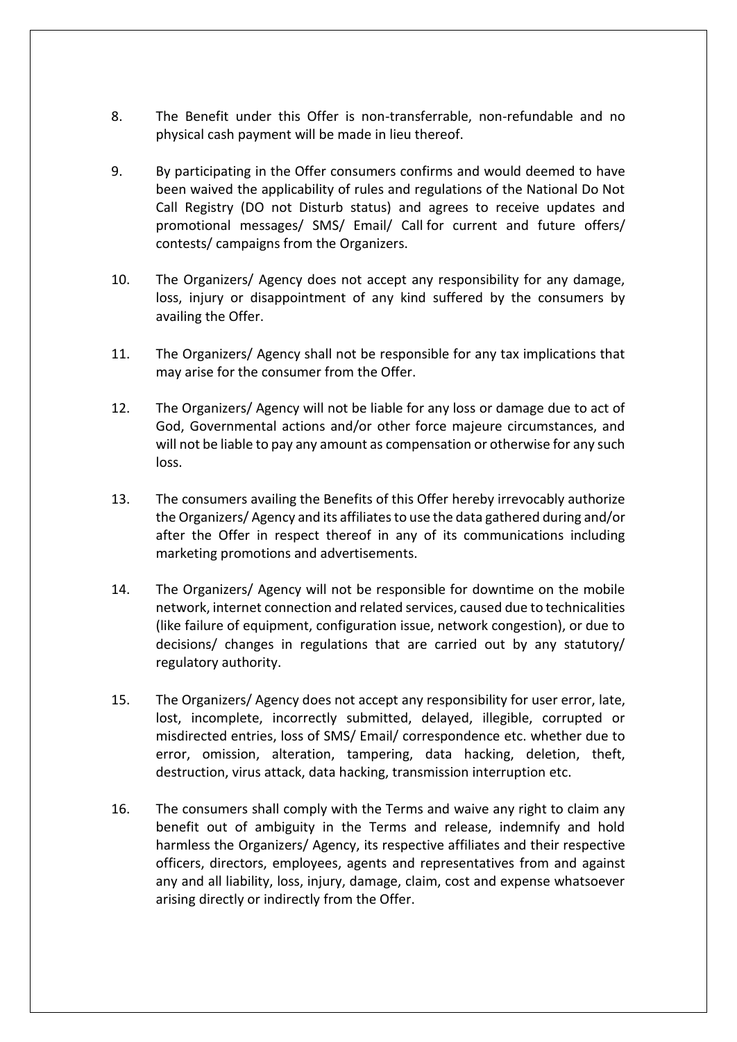8. The Benefit under this Offer is non-transferrable, non-refundable and no physical cash payment will be made in lieu thereof.

9. By participating in the Offer consumers confirms and would deemed to have been waived the applicability of rules and regulations of the National Do Not Call Registry (DO not Disturb status) and agrees to receive updates and promotional messages/ SMS/ Email/ Call for current and future offers/ contests/ campaigns from the Organizers.

10. The Organizers/ Agency does not accept any responsibility for any damage, loss, injury or disappointment of any kind suffered by the consumers by availing the Offer.

11. The Organizers/ Agency shall not be responsible for any tax implications that may arise for the consumer from the Offer.

12. The Organizers/ Agency will not be liable for any loss or damage due to act of God, Governmental actions and/or other force majeure circumstances, and will not be liable to pay any amount as compensation or otherwise for any such loss.

13. The consumers availing the Benefits of this Offer hereby irrevocably authorize the Organizers/ Agency and its affiliates to use the data gathered during and/or after the Offer in respect thereof in any of its communications including marketing promotions and advertisements.

14. The Organizers/ Agency will not be responsible for downtime on the mobile network, internet connection and related services, caused due to technicalities (like failure of equipment, configuration issue, network congestion), or due to decisions/ changes in regulations that are carried out by any statutory/ regulatory authority.

15. The Organizers/ Agency does not accept any responsibility for user error, late, lost, incomplete, incorrectly submitted, delayed, illegible, corrupted or misdirected entries, loss of SMS/ Email/ correspondence etc. whether due to error, omission, alteration, tampering, data hacking, deletion, theft, destruction, virus attack, data hacking, transmission interruption etc.

16. The consumers shall comply with the Terms and waive any right to claim any benefit out of ambiguity in the Terms and release, indemnify and hold harmless the Organizers/ Agency, its respective affiliates and their respective officers, directors, employees, agents and representatives from and against any and all liability, loss, injury, damage, claim, cost and expense whatsoever arising directly or indirectly from the Offer.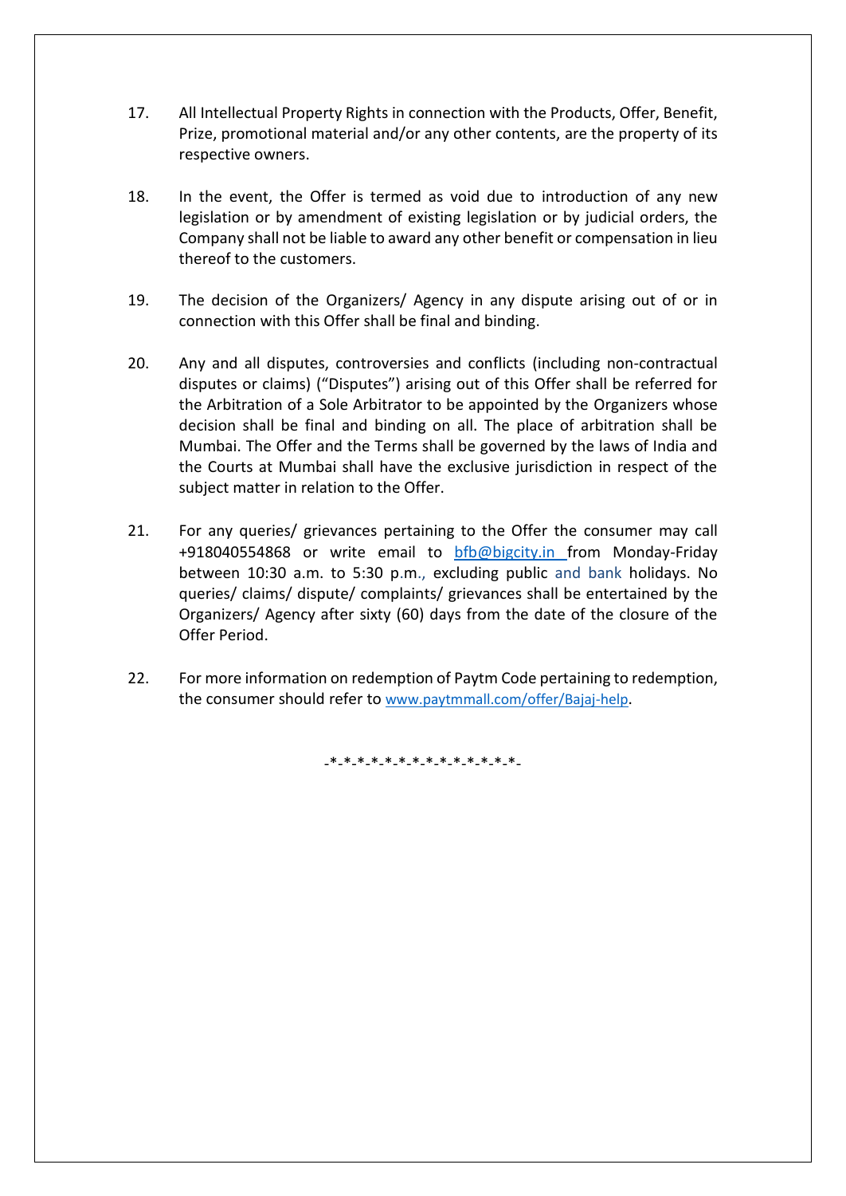17. All Intellectual Property Rights in connection with the Products, Offer, Benefit, Prize, promotional material and/or any other contents, are the property of its respective owners.

18. In the event, the Offer is termed as void due to introduction of any new legislation or by amendment of existing legislation or by judicial orders, the Company shall not be liable to award any other benefit or compensation in lieu thereof to the customers.

19. The decision of the Organizers/ Agency in any dispute arising out of or in connection with this Offer shall be final and binding.

20. Any and all disputes, controversies and conflicts (including non-contractual disputes or claims) ("Disputes") arising out of this Offer shall be referred for the Arbitration of a Sole Arbitrator to be appointed by the Organizers whose decision shall be final and binding on all. The place of arbitration shall be Mumbai. The Offer and the Terms shall be governed by the laws of India and the Courts at Mumbai shall have the exclusive jurisdiction in respect of the subject matter in relation to the Offer.

21. For any queries/ grievances pertaining to the Offer the consumer may call +918040554868 or write email to bfb@bigcity.in from Monday-Friday between 10:30 a.m. to 5:30 p.m., excluding public and bank holidays. No queries/ claims/ dispute/ complaints/ grievances shall be entertained by the Organizers/ Agency after sixty (60) days from the date of the closure of the Offer Period.

22. For more information on redemption of Paytm Code pertaining to redemption, the consumer should refer to www.paytmmall.com/offer/Bajaj-help.

-*-*-*-*-*-*-*-*-*-*-*-*-*-*-